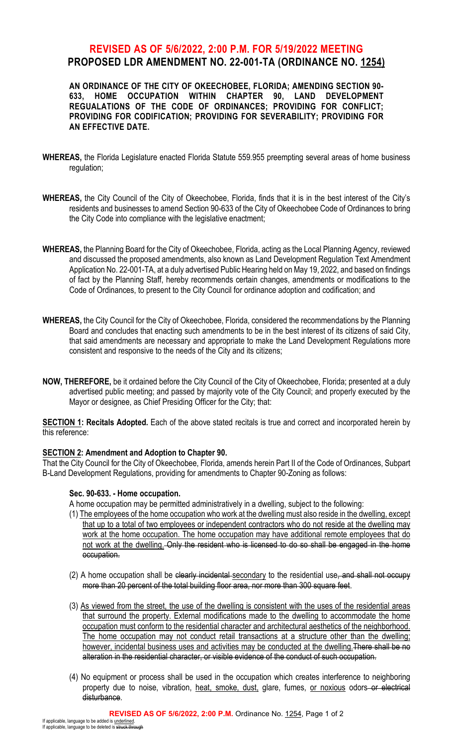# REVISED AS OF 5/6/2022, 2:00 P.M. FOR 5/19/2022 MEETING

## PROPOSED LDR AMENDMENT NO. 22-001-TA (ORDINANCE NO. <u>1254</u>)

**AN ORDINANCE OF THE CITY OF OKEECHOBEE, FLORIDA; AMENDING SECTION 90-633, HOME OCCUPATION WITHIN CHAPTER 90, LAND DEVELOPMENT REGUALATIONS OF THE CODE OF ORDINANCES; PROVIDING FOR CONFLICT; PROVIDING FOR CODIFICATION; PROVIDING FOR SEVERABILITY; PROVIDING FOR AN EFFECTIVE DATE.**

**WHEREAS,** the Florida Legislature enacted Florida Statute 559.955 preempting several areas of home business regulation;

**WHEREAS,** the City Council of the City of Okeechobee, Florida, finds that it is in the best interest of the City's residents and businesses to amend Section 90-633 of the City of Okeechobee Code of Ordinances to bring the City Code into compliance with the legislative enactment;

**WHEREAS,** the Planning Board for the City of Okeechobee, Florida, acting as the Local Planning Agency, reviewed and discussed the proposed amendments, also known as Land Development Regulation Text Amendment Application No. 22-001-TA, at a duly advertised Public Hearing held on May 19, 2022, and based on findings of fact by the Planning Staff, hereby recommends certain changes, amendments or modifications to the Code of Ordinances, to present to the City Council for ordinance adoption and codification; and

**WHEREAS,** the City Council for the City of Okeechobee, Florida, considered the recommendations by the Planning Board and concludes that enacting such amendments to be in the best interest of its citizens of said City, that said amendments are necessary and appropriate to make the Land Development Regulations more consistent and responsive to the needs of the City and its citizens;

**NOW, THEREFORE,** be it ordained before the City Council of the City of Okeechobee, Florida; presented at a duly advertised public meeting; and passed by majority vote of the City Council; and properly executed by the Mayor or designee, as Chief Presiding Officer for the City; that:

**<u>SECTION 1</u>: Recitals Adopted.** Each of the above stated recitals is true and correct and incorporated herein by this reference:

**<u>SECTION 2</u>: Amendment and Adoption to Chapter 90.**

That the City Council for the City of Okeechobee, Florida, amends herein Part II of the Code of Ordinances, Subpart B-Land Development Regulations, providing for amendments to Chapter 90-Zoning as follows:

**Sec. 90-633. - Home occupation.**

A home occupation may be permitted administratively in a dwelling, subject to the following:

(1) <u>The employees of the home occupation who work at the dwelling must also reside in the dwelling, except that up to a total of two employees or independent contractors who do not reside at the dwelling may work at the home occupation. The home occupation may have additional remote employees that do not work at the dwelling.</u> ~~Only the resident who is licensed to do so shall be engaged in the home occupation.~~

(2) A home occupation shall be ~~clearly incidental~~ <u>secondary</u> to the residential use~~, and shall not occupy more than 20 percent of the total building floor area, nor more than 300 square feet~~.

(3) <u>As viewed from the street, the use of the dwelling is consistent with the uses of the residential areas that surround the property. External modifications made to the dwelling to accommodate the home occupation must conform to the residential character and architectural aesthetics of the neighborhood. The home occupation may not conduct retail transactions at a structure other than the dwelling; however, incidental business uses and activities may be conducted at the dwelling.</u> ~~There shall be no alteration in the residential character, or visible evidence of the conduct of such occupation.~~

(4) No equipment or process shall be used in the occupation which creates interference to neighboring property due to noise, vibration, <u>heat, smoke, dust,</u> glare, fumes, <u>or noxious</u> odors ~~or electrical disturbance~~.

If applicable, language to be added is <u>underlined</u>.
If applicable, language to be deleted is ~~struck through~~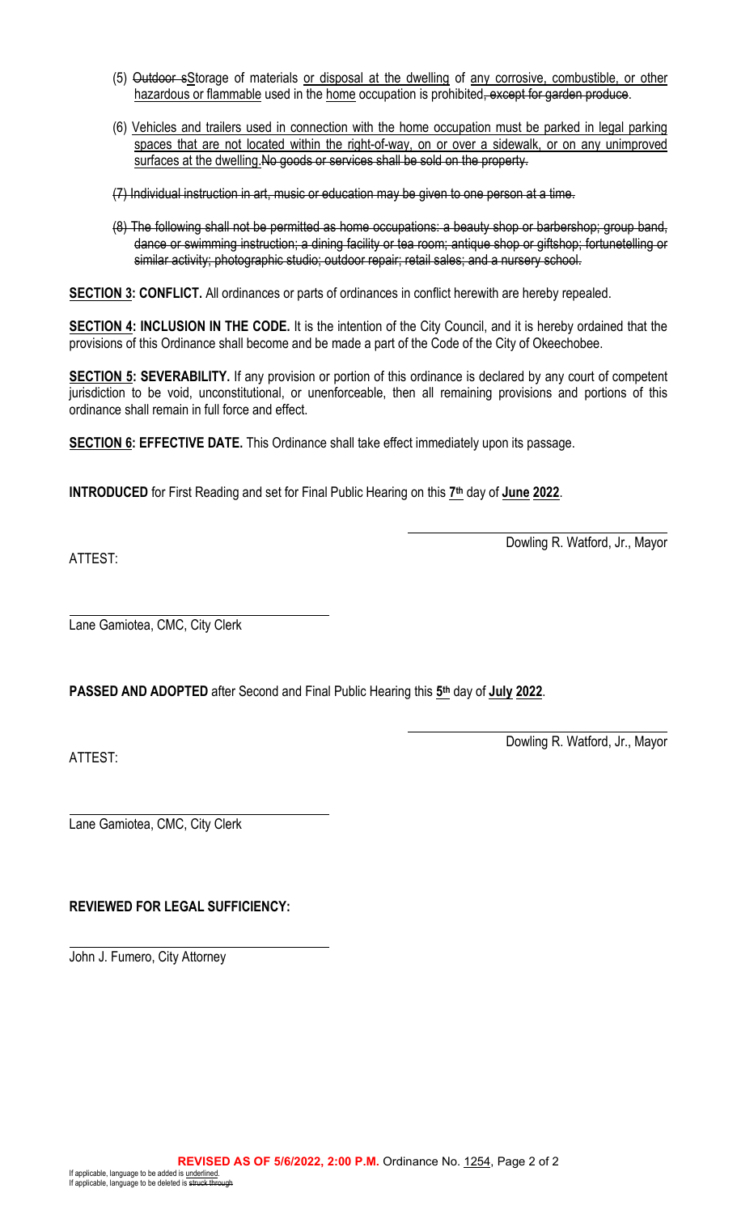(5) ~~Outdoor s~~<u>S</u>torage of materials <u>or disposal at the dwelling</u> of <u>any corrosive, combustible, or other</u> <u>hazardous or flammable</u> used in the <u>home</u> occupation is prohibited~~, except for garden produce~~.

(6) <u>Vehicles and trailers used in connection with the home occupation must be parked in legal parking spaces that are not located within the right-of-way, on or over a sidewalk, or on any unimproved surfaces at the dwelling.</u>~~No goods or services shall be sold on the property.~~

~~(7) Individual instruction in art, music or education may be given to one person at a time.~~

~~(8) The following shall not be permitted as home occupations: a beauty shop or barbershop; group band, dance or swimming instruction; a dining facility or tea room; antique shop or giftshop; fortunetelling or similar activity; photographic studio; outdoor repair; retail sales; and a nursery school.~~

**<u>SECTION 3</u>: CONFLICT.** All ordinances or parts of ordinances in conflict herewith are hereby repealed.

**<u>SECTION 4</u>: INCLUSION IN THE CODE.** It is the intention of the City Council, and it is hereby ordained that the provisions of this Ordinance shall become and be made a part of the Code of the City of Okeechobee.

**<u>SECTION 5</u>: SEVERABILITY.** If any provision or portion of this ordinance is declared by any court of competent jurisdiction to be void, unconstitutional, or unenforceable, then all remaining provisions and portions of this ordinance shall remain in full force and effect.

**<u>SECTION 6</u>: EFFECTIVE DATE.** This Ordinance shall take effect immediately upon its passage.

**INTRODUCED** for First Reading and set for Final Public Hearing on this **<u>7th</u>** day of **<u>June</u> <u>2022</u>**.

Dowling R. Watford, Jr., Mayor

ATTEST:

Lane Gamiotea, CMC, City Clerk

**PASSED AND ADOPTED** after Second and Final Public Hearing this **<u>5th</u>** day of **<u>July</u> <u>2022</u>**.

Dowling R. Watford, Jr., Mayor

ATTEST:

Lane Gamiotea, CMC, City Clerk

**REVIEWED FOR LEGAL SUFFICIENCY:**

John J. Fumero, City Attorney

**REVISED AS OF 5/6/2022, 2:00 P.M.** Ordinance No. <u>1254</u>

If applicable, language to be added is <u>underlined</u>.
If applicable, language to be deleted is ~~struck through~~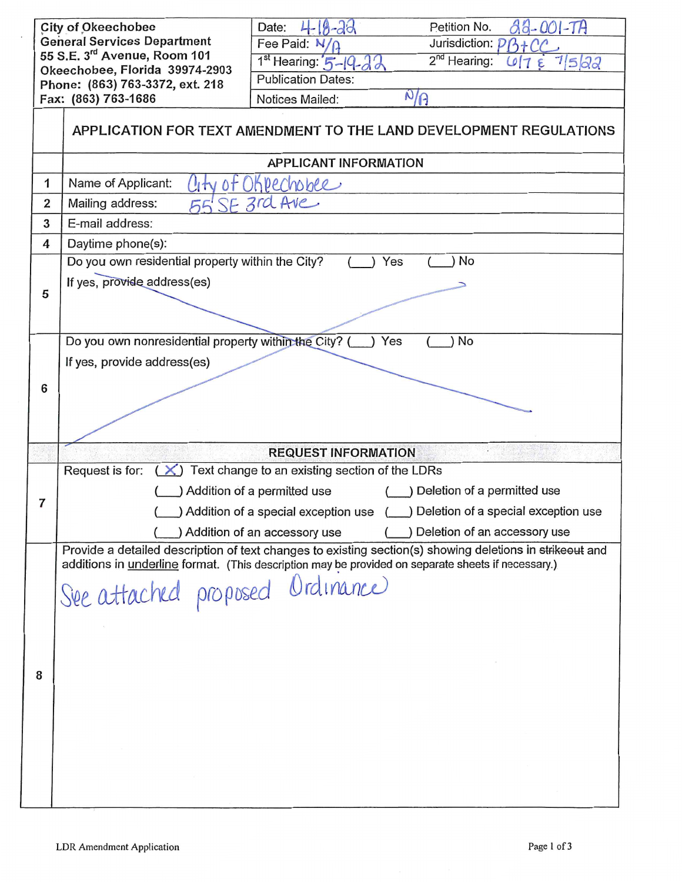| | |
|---|---|
| City of Okeechobee<br>General Services Department<br>55 S.E. 3rd Avenue, Room 101<br>Okeechobee, Florida 39974-2903<br>Phone: (863) 763-3372, ext. 218<br>Fax: (863) 763-1686 | Date: 4-18-22 &nbsp;&nbsp; Petition No. 22-001-TA<br>Fee Paid: N/A &nbsp;&nbsp; Jurisdiction: PB+CC<br>1st Hearing: 5-19-22 &nbsp;&nbsp; 2nd Hearing: 6/7 & 7/5/22<br>Publication Dates:<br>Notices Mailed: N/A |

## APPLICATION FOR TEXT AMENDMENT TO THE LAND DEVELOPMENT REGULATIONS

| | APPLICANT INFORMATION |
|---|---|
| 1 | Name of Applicant: City of Okeechobee |
| 2 | Mailing address: 55 SE 3rd Ave |
| 3 | E-mail address: |
| 4 | Daytime phone(s): |
| 5 | Do you own residential property within the City? ( ) Yes ( ) No<br>If yes, provide address(es) |
| 6 | Do you own nonresidential property within the City? ( ) Yes ( ) No<br>If yes, provide address(es) |

| | REQUEST INFORMATION |
|---|---|
| 7 | Request is for: (X) Text change to an existing section of the LDRs<br>( ) Addition of a permitted use &nbsp;&nbsp; ( ) Deletion of a permitted use<br>( ) Addition of a special exception use &nbsp;&nbsp; ( ) Deletion of a special exception use<br>( ) Addition of an accessory use &nbsp;&nbsp; ( ) Deletion of an accessory use |
| 8 | Provide a detailed description of text changes to existing section(s) showing deletions in ~~strikeout~~ and additions in <u>underline</u> format. (This description may be provided on separate sheets if necessary.)<br><br>See attached proposed Ordinance |

LDR Amendment Application